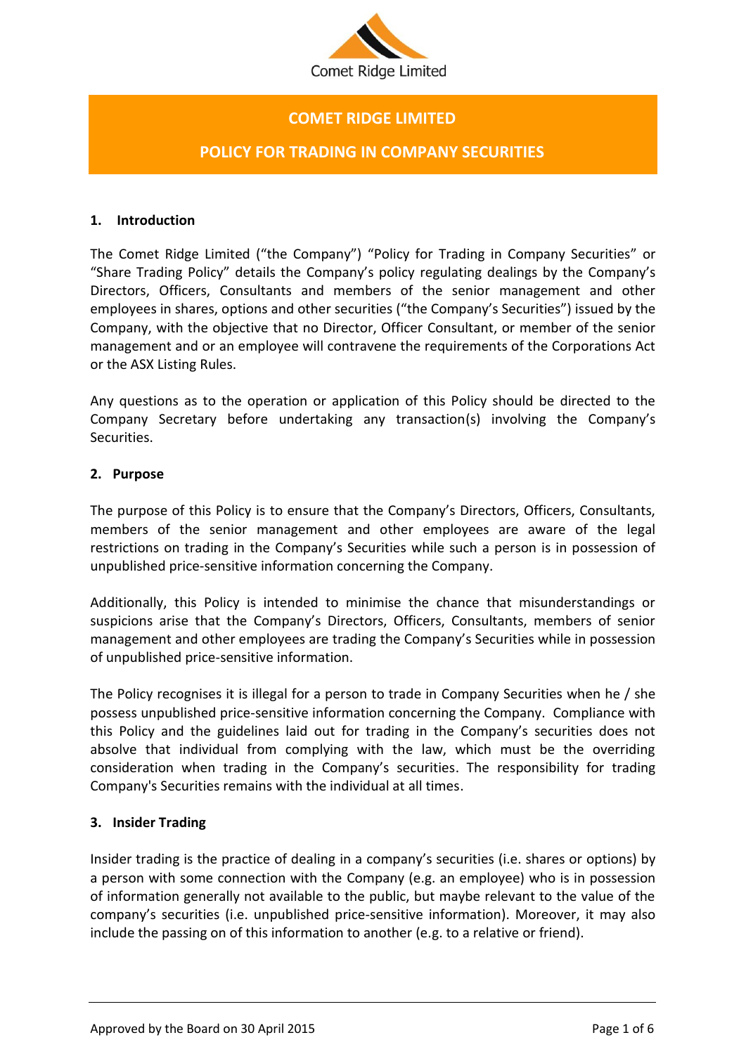Comet Ridge Limited

# COMET RIDGE LIMITED

# POLICY FOR TRADING IN COMPANY SECURITIES

## 1. Introduction

The Comet Ridge Limited ("the Company") "Policy for Trading in Company Securities" or "Share Trading Policy" details the Company's policy regulating dealings by the Company's Directors, Officers, Consultants and members of the senior management and other employees in shares, options and other securities ("the Company's Securities") issued by the Company, with the objective that no Director, Officer Consultant, or member of the senior management and or an employee will contravene the requirements of the Corporations Act or the ASX Listing Rules.

Any questions as to the operation or application of this Policy should be directed to the Company Secretary before undertaking any transaction(s) involving the Company's Securities.

## 2. Purpose

The purpose of this Policy is to ensure that the Company's Directors, Officers, Consultants, members of the senior management and other employees are aware of the legal restrictions on trading in the Company's Securities while such a person is in possession of unpublished price-sensitive information concerning the Company.

Additionally, this Policy is intended to minimise the chance that misunderstandings or suspicions arise that the Company's Directors, Officers, Consultants, members of senior management and other employees are trading the Company's Securities while in possession of unpublished price-sensitive information.

The Policy recognises it is illegal for a person to trade in Company Securities when he / she possess unpublished price-sensitive information concerning the Company. Compliance with this Policy and the guidelines laid out for trading in the Company's securities does not absolve that individual from complying with the law, which must be the overriding consideration when trading in the Company's securities. The responsibility for trading Company's Securities remains with the individual at all times.

## 3. Insider Trading

Insider trading is the practice of dealing in a company's securities (i.e. shares or options) by a person with some connection with the Company (e.g. an employee) who is in possession of information generally not available to the public, but maybe relevant to the value of the company's securities (i.e. unpublished price-sensitive information). Moreover, it may also include the passing on of this information to another (e.g. to a relative or friend).

Approved by the Board on 30 April 2015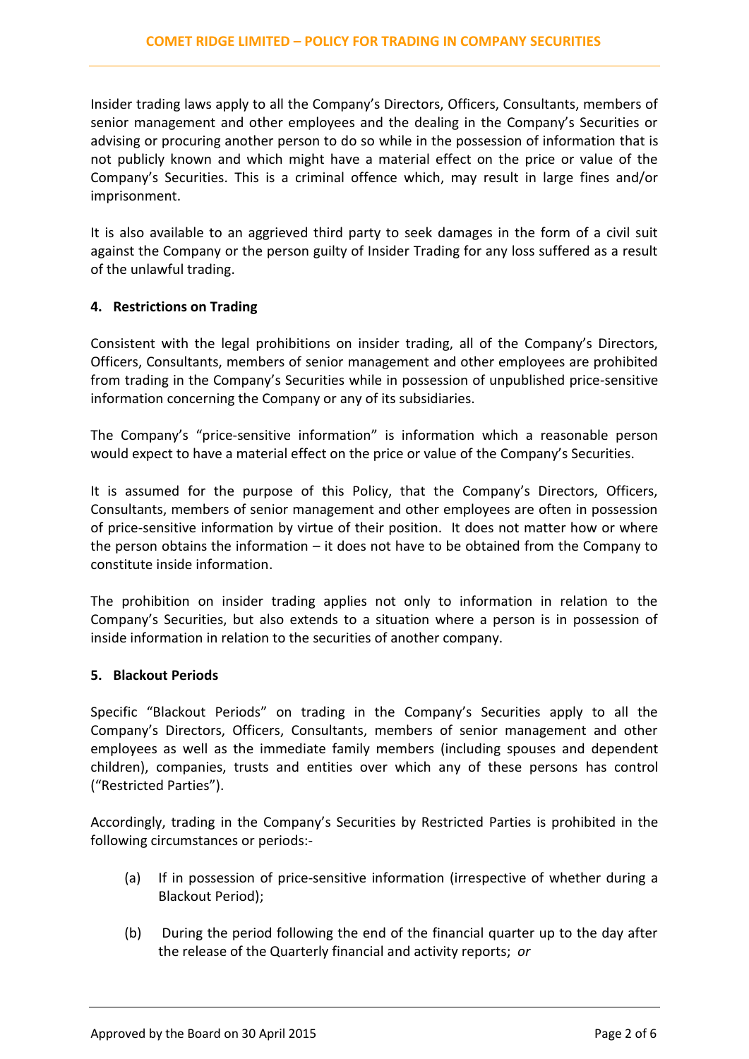Insider trading laws apply to all the Company's Directors, Officers, Consultants, members of senior management and other employees and the dealing in the Company's Securities or advising or procuring another person to do so while in the possession of information that is not publicly known and which might have a material effect on the price or value of the Company's Securities. This is a criminal offence which, may result in large fines and/or imprisonment.

It is also available to an aggrieved third party to seek damages in the form of a civil suit against the Company or the person guilty of Insider Trading for any loss suffered as a result of the unlawful trading.

## 4. Restrictions on Trading

Consistent with the legal prohibitions on insider trading, all of the Company's Directors, Officers, Consultants, members of senior management and other employees are prohibited from trading in the Company's Securities while in possession of unpublished price-sensitive information concerning the Company or any of its subsidiaries.

The Company's "price-sensitive information" is information which a reasonable person would expect to have a material effect on the price or value of the Company's Securities.

It is assumed for the purpose of this Policy, that the Company's Directors, Officers, Consultants, members of senior management and other employees are often in possession of price-sensitive information by virtue of their position. It does not matter how or where the person obtains the information – it does not have to be obtained from the Company to constitute inside information.

The prohibition on insider trading applies not only to information in relation to the Company's Securities, but also extends to a situation where a person is in possession of inside information in relation to the securities of another company.

## 5. Blackout Periods

Specific "Blackout Periods" on trading in the Company's Securities apply to all the Company's Directors, Officers, Consultants, members of senior management and other employees as well as the immediate family members (including spouses and dependent children), companies, trusts and entities over which any of these persons has control ("Restricted Parties").

Accordingly, trading in the Company's Securities by Restricted Parties is prohibited in the following circumstances or periods:-

(a) If in possession of price-sensitive information (irrespective of whether during a Blackout Period);

(b) During the period following the end of the financial quarter up to the day after the release of the Quarterly financial and activity reports; *or*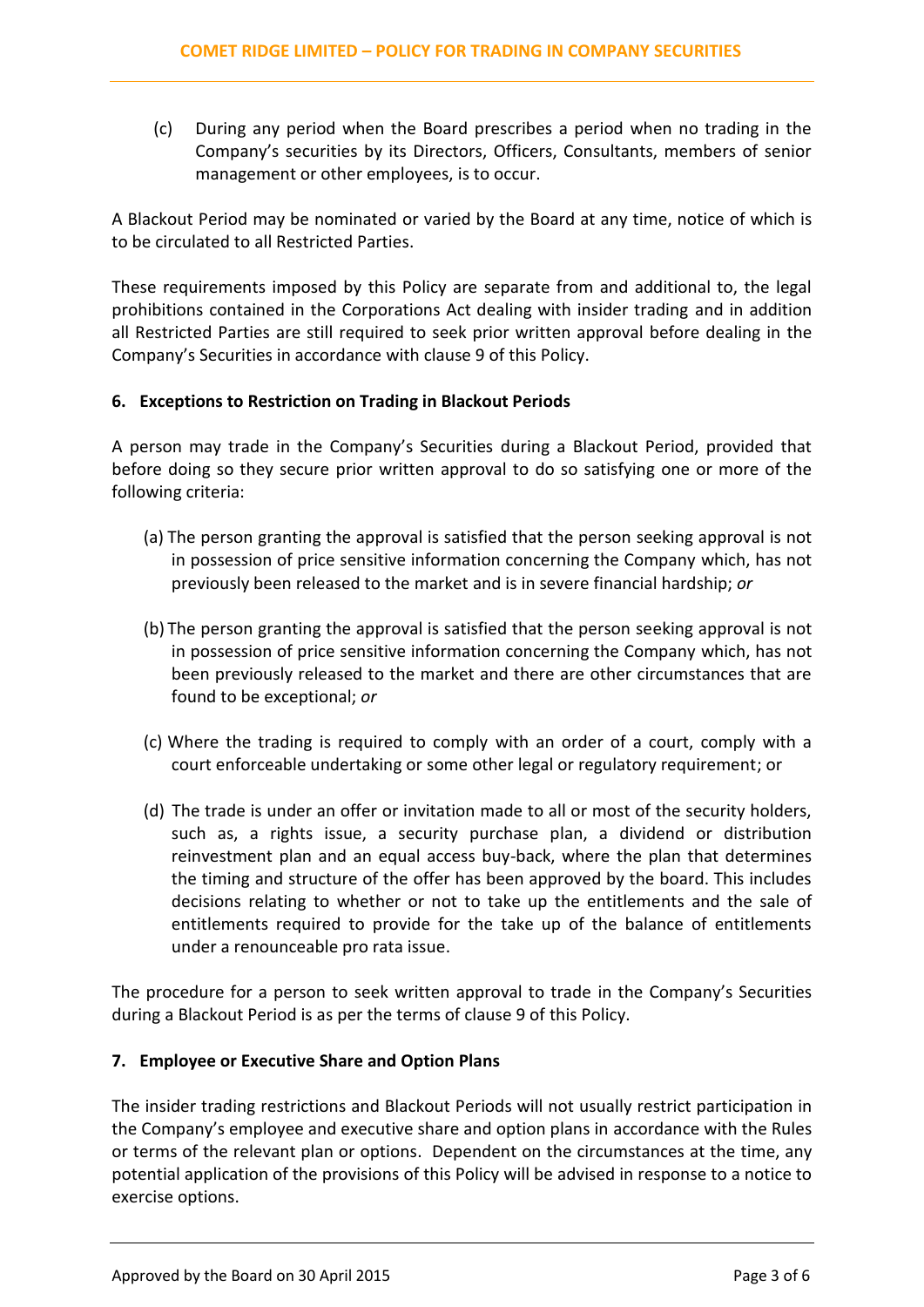(c) During any period when the Board prescribes a period when no trading in the Company's securities by its Directors, Officers, Consultants, members of senior management or other employees, is to occur.

A Blackout Period may be nominated or varied by the Board at any time, notice of which is to be circulated to all Restricted Parties.

These requirements imposed by this Policy are separate from and additional to, the legal prohibitions contained in the Corporations Act dealing with insider trading and in addition all Restricted Parties are still required to seek prior written approval before dealing in the Company's Securities in accordance with clause 9 of this Policy.

## 6. Exceptions to Restriction on Trading in Blackout Periods

A person may trade in the Company's Securities during a Blackout Period, provided that before doing so they secure prior written approval to do so satisfying one or more of the following criteria:

(a) The person granting the approval is satisfied that the person seeking approval is not in possession of price sensitive information concerning the Company which, has not previously been released to the market and is in severe financial hardship; *or*

(b) The person granting the approval is satisfied that the person seeking approval is not in possession of price sensitive information concerning the Company which, has not been previously released to the market and there are other circumstances that are found to be exceptional; *or*

(c) Where the trading is required to comply with an order of a court, comply with a court enforceable undertaking or some other legal or regulatory requirement; or

(d) The trade is under an offer or invitation made to all or most of the security holders, such as, a rights issue, a security purchase plan, a dividend or distribution reinvestment plan and an equal access buy-back, where the plan that determines the timing and structure of the offer has been approved by the board. This includes decisions relating to whether or not to take up the entitlements and the sale of entitlements required to provide for the take up of the balance of entitlements under a renounceable pro rata issue.

The procedure for a person to seek written approval to trade in the Company's Securities during a Blackout Period is as per the terms of clause 9 of this Policy.

## 7. Employee or Executive Share and Option Plans

The insider trading restrictions and Blackout Periods will not usually restrict participation in the Company's employee and executive share and option plans in accordance with the Rules or terms of the relevant plan or options. Dependent on the circumstances at the time, any potential application of the provisions of this Policy will be advised in response to a notice to exercise options.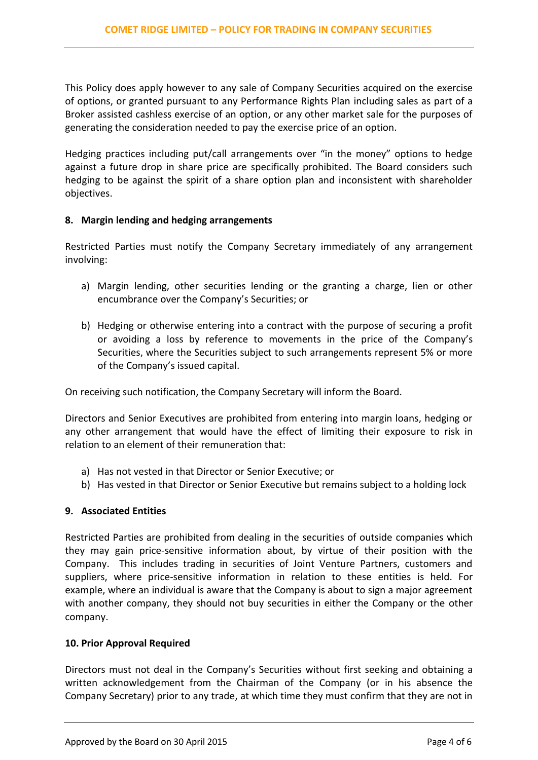This Policy does apply however to any sale of Company Securities acquired on the exercise of options, or granted pursuant to any Performance Rights Plan including sales as part of a Broker assisted cashless exercise of an option, or any other market sale for the purposes of generating the consideration needed to pay the exercise price of an option.

Hedging practices including put/call arrangements over "in the money" options to hedge against a future drop in share price are specifically prohibited. The Board considers such hedging to be against the spirit of a share option plan and inconsistent with shareholder objectives.

## 8. Margin lending and hedging arrangements

Restricted Parties must notify the Company Secretary immediately of any arrangement involving:

a) Margin lending, other securities lending or the granting a charge, lien or other encumbrance over the Company's Securities; or

b) Hedging or otherwise entering into a contract with the purpose of securing a profit or avoiding a loss by reference to movements in the price of the Company's Securities, where the Securities subject to such arrangements represent 5% or more of the Company's issued capital.

On receiving such notification, the Company Secretary will inform the Board.

Directors and Senior Executives are prohibited from entering into margin loans, hedging or any other arrangement that would have the effect of limiting their exposure to risk in relation to an element of their remuneration that:

a) Has not vested in that Director or Senior Executive; or
b) Has vested in that Director or Senior Executive but remains subject to a holding lock

## 9. Associated Entities

Restricted Parties are prohibited from dealing in the securities of outside companies which they may gain price-sensitive information about, by virtue of their position with the Company. This includes trading in securities of Joint Venture Partners, customers and suppliers, where price-sensitive information in relation to these entities is held. For example, where an individual is aware that the Company is about to sign a major agreement with another company, they should not buy securities in either the Company or the other company.

## 10. Prior Approval Required

Directors must not deal in the Company's Securities without first seeking and obtaining a written acknowledgement from the Chairman of the Company (or in his absence the Company Secretary) prior to any trade, at which time they must confirm that they are not in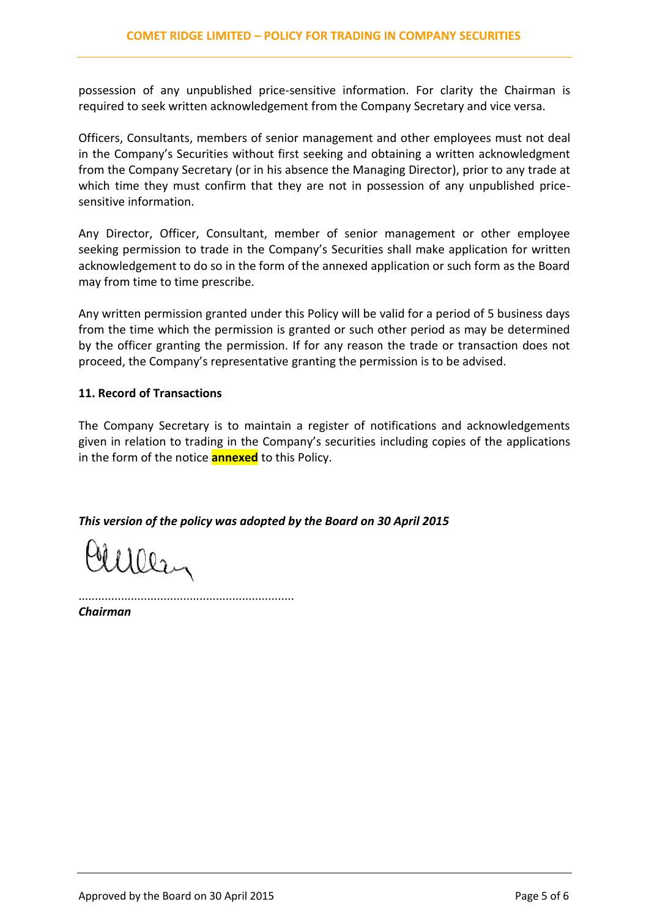possession of any unpublished price-sensitive information. For clarity the Chairman is required to seek written acknowledgement from the Company Secretary and vice versa.

Officers, Consultants, members of senior management and other employees must not deal in the Company's Securities without first seeking and obtaining a written acknowledgment from the Company Secretary (or in his absence the Managing Director), prior to any trade at which time they must confirm that they are not in possession of any unpublished price-sensitive information.

Any Director, Officer, Consultant, member of senior management or other employee seeking permission to trade in the Company's Securities shall make application for written acknowledgement to do so in the form of the annexed application or such form as the Board may from time to time prescribe.

Any written permission granted under this Policy will be valid for a period of 5 business days from the time which the permission is granted or such other period as may be determined by the officer granting the permission. If for any reason the trade or transaction does not proceed, the Company's representative granting the permission is to be advised.

**11. Record of Transactions**

The Company Secretary is to maintain a register of notifications and acknowledgements given in relation to trading in the Company's securities including copies of the applications in the form of the notice **annexed** to this Policy.

***This version of the policy was adopted by the Board on 30 April 2015***

.................................................................

***Chairman***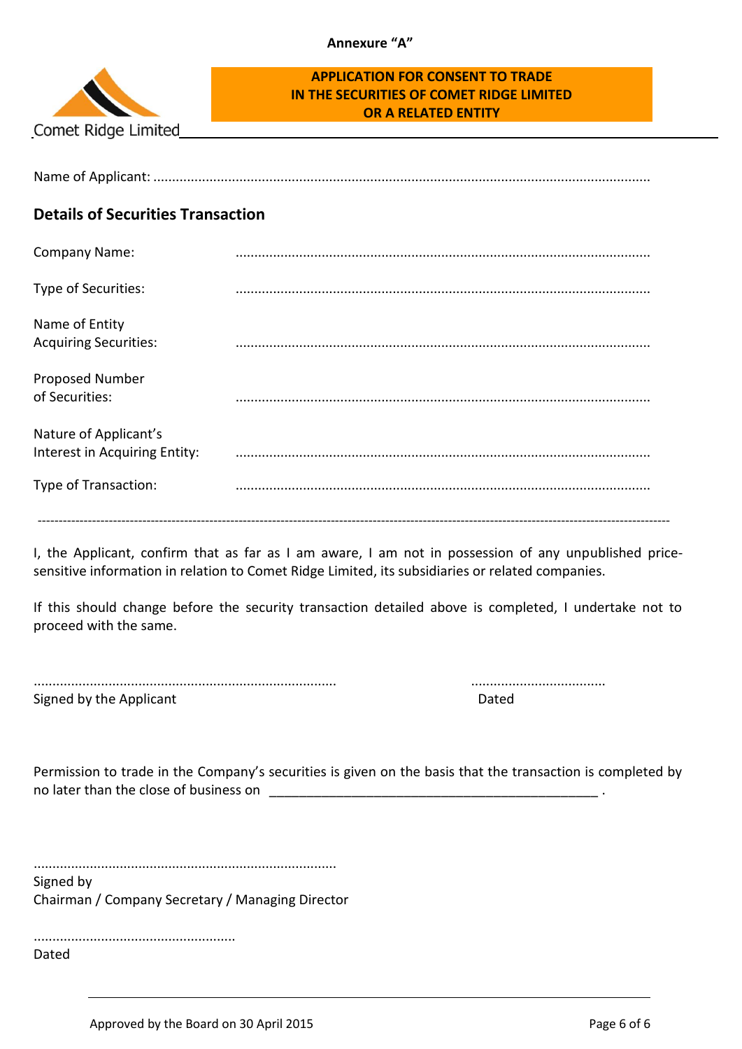**Annexure "A"**

Comet Ridge Limited

# APPLICATION FOR CONSENT TO TRADE IN THE SECURITIES OF COMET RIDGE LIMITED OR A RELATED ENTITY

Name of Applicant: ....................................................................................................................................

## Details of Securities Transaction

Company Name: ..............................................................................................................

Type of Securities: ..............................................................................................................

Name of Entity Acquiring Securities: ..............................................................................................................

Proposed Number of Securities: ..............................................................................................................

Nature of Applicant's Interest in Acquiring Entity: ..............................................................................................................

Type of Transaction: ..............................................................................................................

---

I, the Applicant, confirm that as far as I am aware, I am not in possession of any unpublished price-sensitive information in relation to Comet Ridge Limited, its subsidiaries or related companies.

If this should change before the security transaction detailed above is completed, I undertake not to proceed with the same.

................................................................................ ....................................

Signed by the Applicant Dated

Permission to trade in the Company's securities is given on the basis that the transaction is completed by no later than the close of business on _____________________________________________ .

................................................................................

Signed by
Chairman / Company Secretary / Managing Director

......................................................

Dated

Approved by the Board on 30 April 2015